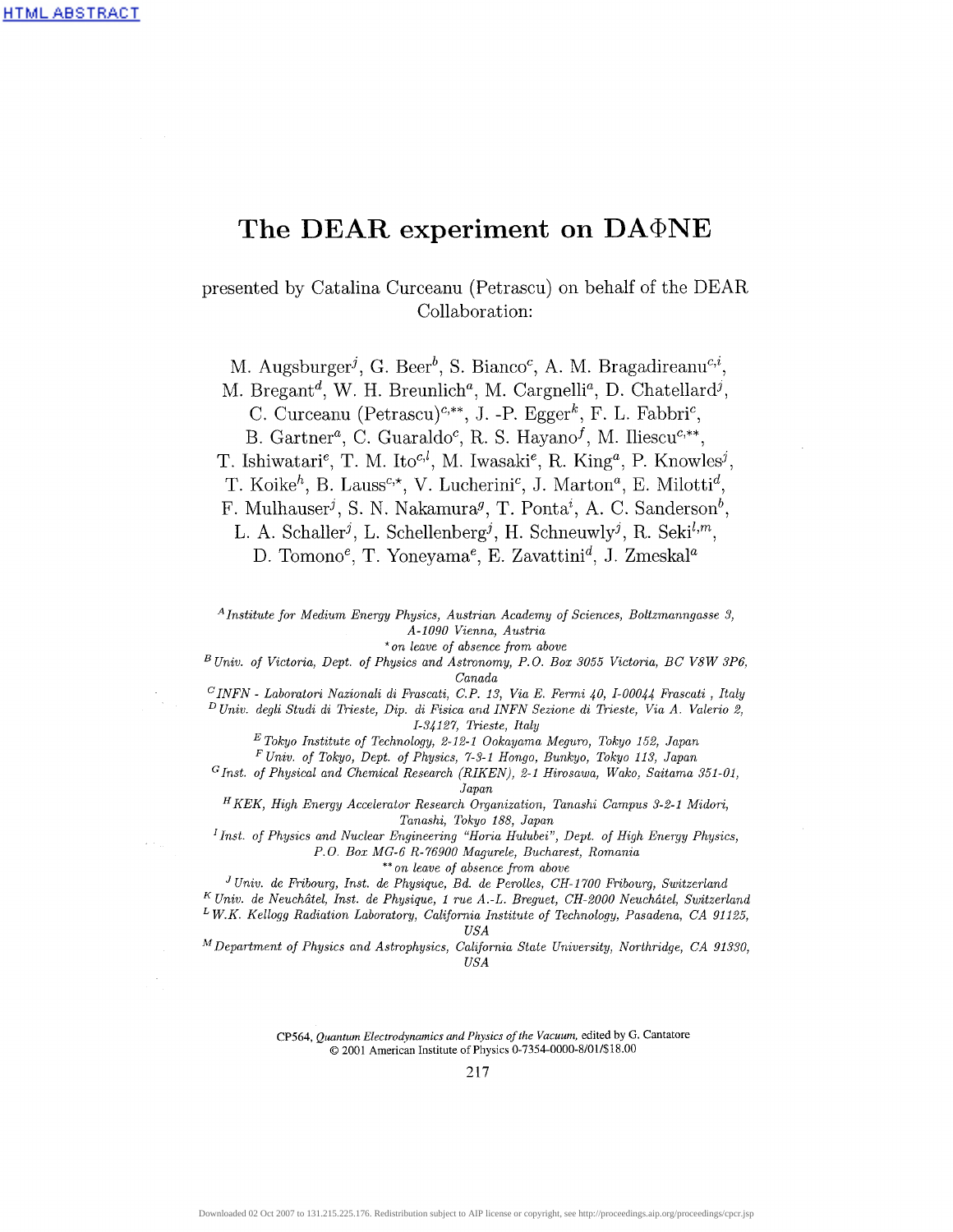# The DEAR experiment on DAΦNE

presented by Catalina Curceanu (Petrascu) on behalf of the DEAR Collaboration:

M. Augsburger[j], G. Beer[b], S. Bianco[c], A. M. Bragadireanu[c,i], M. Bregant[d], W. H. Breunlich[a], M. Cargnelli[a], D. Chatellard[j], C. Curceanu (Petrascu)[c,**], J. -P. Egger[k], F. L. Fabbri[c], B. Gartner[a], C. Guaraldo[c], R. S. Hayano[f], M. Iliescu[c,**], T. Ishiwatari[e], T. M. Ito[c,l], M. Iwasaki[e], R. King[a], P. Knowles[j], T. Koike[h], B. Lauss[c,*], V. Lucherini[c], J. Marton[a], E. Milotti[d], F. Mulhauser[j], S. N. Nakamura[g], T. Ponta[i], A. C. Sanderson[b], L. A. Schaller[j], L. Schellenberg[j], H. Schneuwly[j], R. Seki[l,m], D. Tomono[e], T. Yoneyama[e], E. Zavattini[d], J. Zmeskal[a]

[A] *Institute for Medium Energy Physics, Austrian Academy of Sciences, Boltzmanngasse 3, A-1090 Vienna, Austria*
[*] *on leave of absence from above*
[B] *Univ. of Victoria, Dept. of Physics and Astronomy, P.O. Box 3055 Victoria, BC V8W 3P6, Canada*
[C] *INFN - Laboratori Nazionali di Frascati, C.P. 13, Via E. Fermi 40, I-00044 Frascati , Italy*
[D] *Univ. degli Studi di Trieste, Dip. di Fisica and INFN Sezione di Trieste, Via A. Valerio 2, I-34127, Trieste, Italy*
[E] *Tokyo Institute of Technology, 2-12-1 Ookayama Meguro, Tokyo 152, Japan*
[F] *Univ. of Tokyo, Dept. of Physics, 7-3-1 Hongo, Bunkyo, Tokyo 113, Japan*
[G] *Inst. of Physical and Chemical Research (RIKEN), 2-1 Hirosawa, Wako, Saitama 351-01, Japan*
[H] *KEK, High Energy Accelerator Research Organization, Tanashi Campus 3-2-1 Midori, Tanashi, Tokyo 188, Japan*
[I] *Inst. of Physics and Nuclear Engineering "Horia Hulubei", Dept. of High Energy Physics, P.O. Box MG-6 R-76900 Magurele, Bucharest, Romania*
[**] *on leave of absence from above*
[J] *Univ. de Fribourg, Inst. de Physique, Bd. de Perolles, CH-1700 Fribourg, Switzerland*
[K] *Univ. de Neuchâtel, Inst. de Physique, 1 rue A.-L. Breguet, CH-2000 Neuchâtel, Switzerland*
[L] *W.K. Kellogg Radiation Laboratory, California Institute of Technology, Pasadena, CA 91125, USA*
[M] *Department of Physics and Astrophysics, California State University, Northridge, CA 91330, USA*

CP564, *Quantum Electrodynamics and Physics of the Vacuum,* edited by G. Cantatore
© 2001 American Institute of Physics 0-7354-0000-8/01/$18.00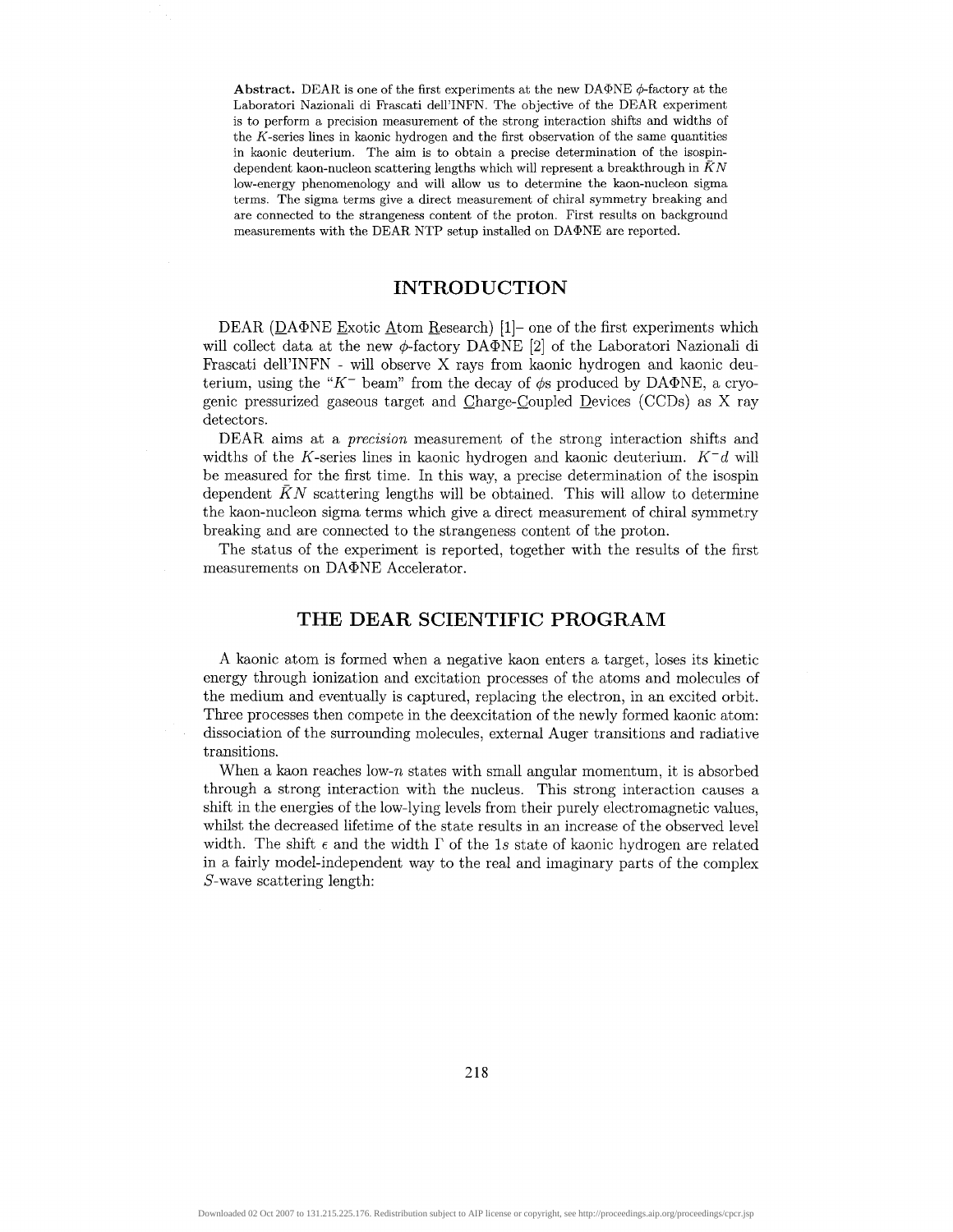**Abstract.** DEAR is one of the first experiments at the new DAΦNE $\phi$-factory at the Laboratori Nazionali di Frascati dell'INFN. The objective of the DEAR experiment is to perform a precision measurement of the strong interaction shifts and widths of the $K$-series lines in kaonic hydrogen and the first observation of the same quantities in kaonic deuterium. The aim is to obtain a precise determination of the isospin-dependent kaon-nucleon scattering lengths which will represent a breakthrough in $\bar{K}N$ low-energy phenomenology and will allow us to determine the kaon-nucleon sigma terms. The sigma terms give a direct measurement of chiral symmetry breaking and are connected to the strangeness content of the proton. First results on background measurements with the DEAR NTP setup installed on DAΦNE are reported.

## INTRODUCTION

DEAR (DAΦNE Exotic Atom Research) [1]– one of the first experiments which will collect data at the new $\phi$-factory DAΦNE [2] of the Laboratori Nazionali di Frascati dell'INFN - will observe X rays from kaonic hydrogen and kaonic deuterium, using the "$K^-$ beam" from the decay of $\phi$s produced by DAΦNE, a cryogenic pressurized gaseous target and Charge-Coupled Devices (CCDs) as X ray detectors.

DEAR aims at a *precision* measurement of the strong interaction shifts and widths of the $K$-series lines in kaonic hydrogen and kaonic deuterium. $K^-d$ will be measured for the first time. In this way, a precise determination of the isospin dependent $\bar{K}N$ scattering lengths will be obtained. This will allow to determine the kaon-nucleon sigma terms which give a direct measurement of chiral symmetry breaking and are connected to the strangeness content of the proton.

The status of the experiment is reported, together with the results of the first measurements on DAΦNE Accelerator.

## THE DEAR SCIENTIFIC PROGRAM

A kaonic atom is formed when a negative kaon enters a target, loses its kinetic energy through ionization and excitation processes of the atoms and molecules of the medium and eventually is captured, replacing the electron, in an excited orbit. Three processes then compete in the deexcitation of the newly formed kaonic atom: dissociation of the surrounding molecules, external Auger transitions and radiative transitions.

When a kaon reaches low-$n$ states with small angular momentum, it is absorbed through a strong interaction with the nucleus. This strong interaction causes a shift in the energies of the low-lying levels from their purely electromagnetic values, whilst the decreased lifetime of the state results in an increase of the observed level width. The shift $\epsilon$ and the width $\Gamma$ of the $1s$ state of kaonic hydrogen are related in a fairly model-independent way to the real and imaginary parts of the complex $S$-wave scattering length: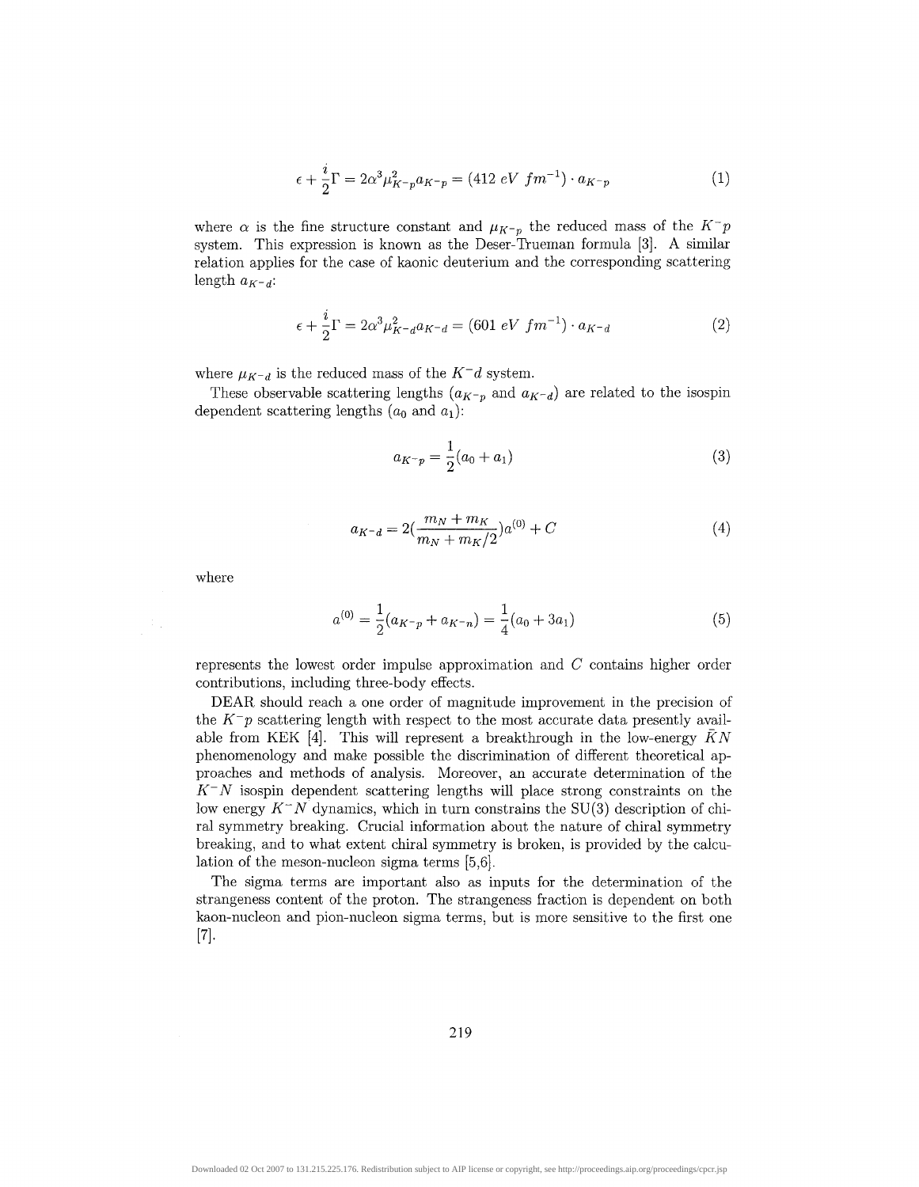$$\epsilon + \frac{i}{2}\Gamma = 2\alpha^3 \mu_{K^-p}^2 a_{K^-p} = (412\ eV\ fm^{-1}) \cdot a_{K^-p} \tag{1}$$

where $\alpha$ is the fine structure constant and $\mu_{K^-p}$ the reduced mass of the $K^-p$ system. This expression is known as the Deser-Trueman formula [3]. A similar relation applies for the case of kaonic deuterium and the corresponding scattering length $a_{K^-d}$:

$$\epsilon + \frac{i}{2}\Gamma = 2\alpha^3 \mu_{K^-d}^2 a_{K^-d} = (601\ eV\ fm^{-1}) \cdot a_{K^-d} \tag{2}$$

where $\mu_{K^-d}$ is the reduced mass of the $K^-d$ system.

These observable scattering lengths ($a_{K^-p}$ and $a_{K^-d}$) are related to the isospin dependent scattering lengths ($a_0$ and $a_1$):

$$a_{K^-p} = \frac{1}{2}(a_0 + a_1) \tag{3}$$

$$a_{K^-d} = 2\left(\frac{m_N + m_K}{m_N + m_K/2}\right)a^{(0)} + C \tag{4}$$

where

$$a^{(0)} = \frac{1}{2}(a_{K^-p} + a_{K^-n}) = \frac{1}{4}(a_0 + 3a_1) \tag{5}$$

represents the lowest order impulse approximation and $C$ contains higher order contributions, including three-body effects.

DEAR should reach a one order of magnitude improvement in the precision of the $K^-p$ scattering length with respect to the most accurate data presently available from KEK [4]. This will represent a breakthrough in the low-energy $\bar{K}N$ phenomenology and make possible the discrimination of different theoretical approaches and methods of analysis. Moreover, an accurate determination of the $K^-N$ isospin dependent scattering lengths will place strong constraints on the low energy $K^-N$ dynamics, which in turn constrains the SU(3) description of chiral symmetry breaking. Crucial information about the nature of chiral symmetry breaking, and to what extent chiral symmetry is broken, is provided by the calculation of the meson-nucleon sigma terms [5,6].

The sigma terms are important also as inputs for the determination of the strangeness content of the proton. The strangeness fraction is dependent on both kaon-nucleon and pion-nucleon sigma terms, but is more sensitive to the first one [7].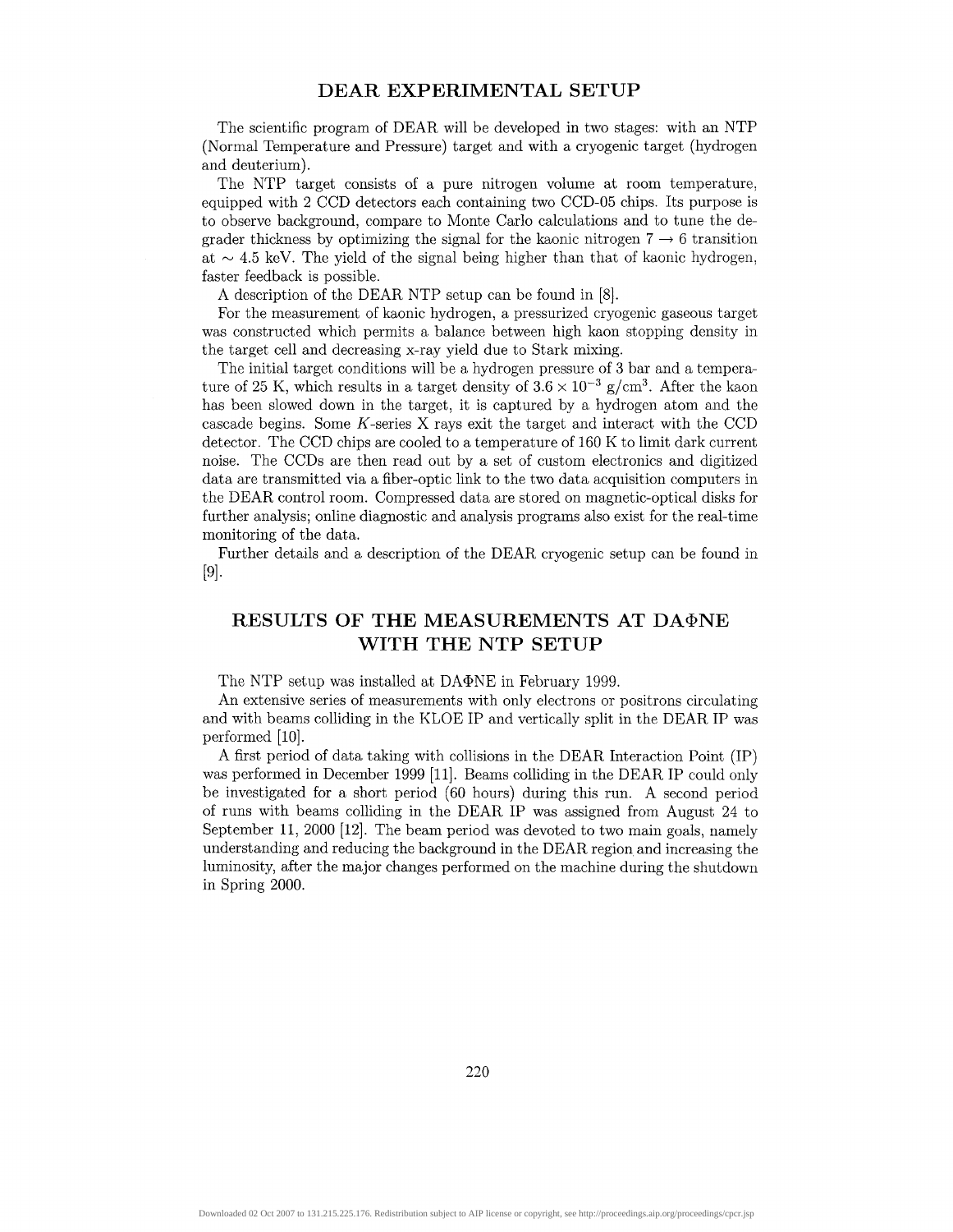## DEAR EXPERIMENTAL SETUP

The scientific program of DEAR will be developed in two stages: with an NTP (Normal Temperature and Pressure) target and with a cryogenic target (hydrogen and deuterium).

The NTP target consists of a pure nitrogen volume at room temperature, equipped with 2 CCD detectors each containing two CCD-05 chips. Its purpose is to observe background, compare to Monte Carlo calculations and to tune the degrader thickness by optimizing the signal for the kaonic nitrogen $7 \rightarrow 6$ transition at $\sim 4.5$ keV. The yield of the signal being higher than that of kaonic hydrogen, faster feedback is possible.

A description of the DEAR NTP setup can be found in [8].

For the measurement of kaonic hydrogen, a pressurized cryogenic gaseous target was constructed which permits a balance between high kaon stopping density in the target cell and decreasing x-ray yield due to Stark mixing.

The initial target conditions will be a hydrogen pressure of 3 bar and a temperature of 25 K, which results in a target density of $3.6 \times 10^{-3}$ g/cm$^3$. After the kaon has been slowed down in the target, it is captured by a hydrogen atom and the cascade begins. Some $K$-series X rays exit the target and interact with the CCD detector. The CCD chips are cooled to a temperature of 160 K to limit dark current noise. The CCDs are then read out by a set of custom electronics and digitized data are transmitted via a fiber-optic link to the two data acquisition computers in the DEAR control room. Compressed data are stored on magnetic-optical disks for further analysis; online diagnostic and analysis programs also exist for the real-time monitoring of the data.

Further details and a description of the DEAR cryogenic setup can be found in [9].

## RESULTS OF THE MEASUREMENTS AT DAΦNE WITH THE NTP SETUP

The NTP setup was installed at DAΦNE in February 1999.

An extensive series of measurements with only electrons or positrons circulating and with beams colliding in the KLOE IP and vertically split in the DEAR IP was performed [10].

A first period of data taking with collisions in the DEAR Interaction Point (IP) was performed in December 1999 [11]. Beams colliding in the DEAR IP could only be investigated for a short period (60 hours) during this run. A second period of runs with beams colliding in the DEAR IP was assigned from August 24 to September 11, 2000 [12]. The beam period was devoted to two main goals, namely understanding and reducing the background in the DEAR region and increasing the luminosity, after the major changes performed on the machine during the shutdown in Spring 2000.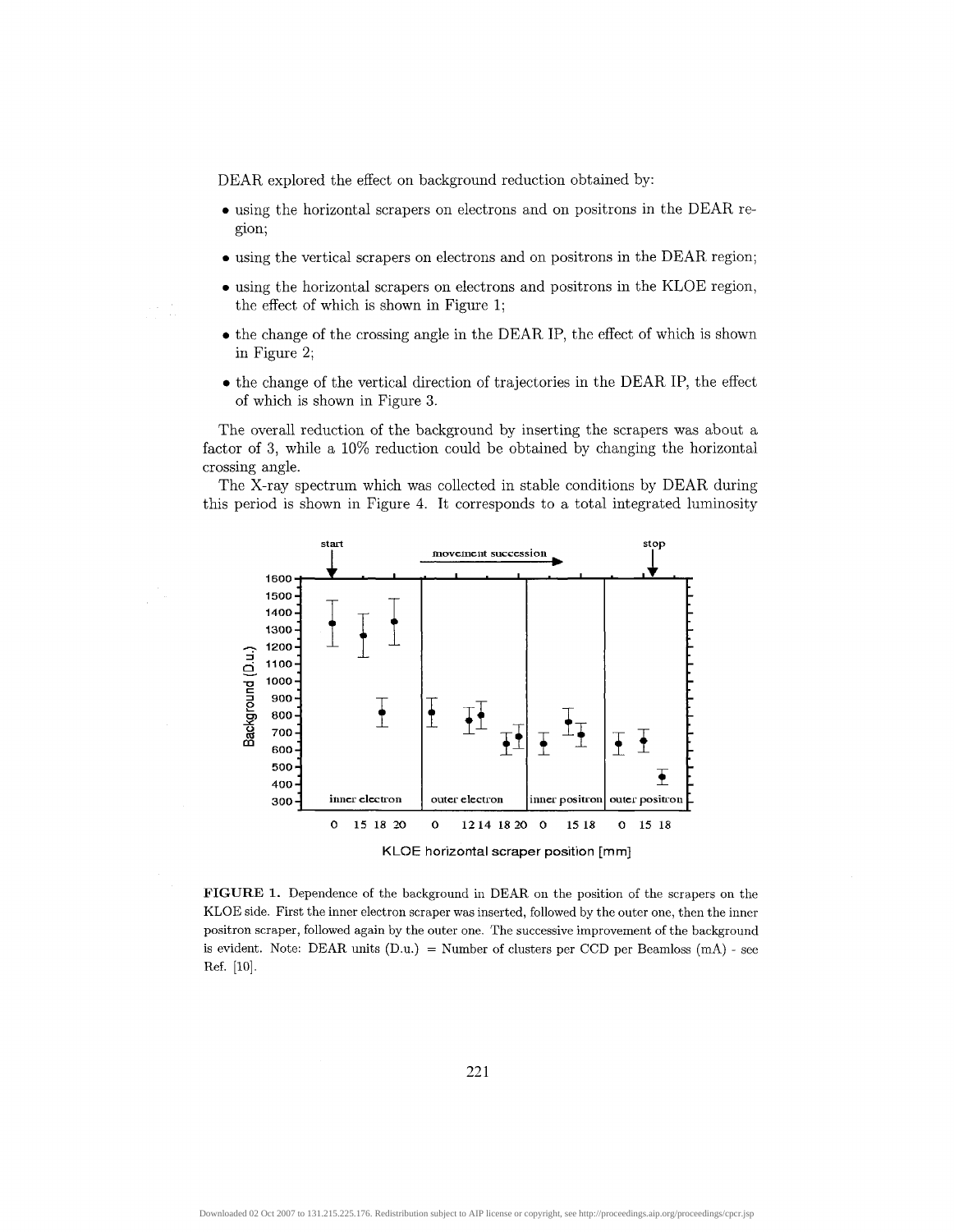DEAR explored the effect on background reduction obtained by:

- using the horizontal scrapers on electrons and on positrons in the DEAR region;
- using the vertical scrapers on electrons and on positrons in the DEAR region;
- using the horizontal scrapers on electrons and positrons in the KLOE region, the effect of which is shown in Figure 1;
- the change of the crossing angle in the DEAR IP, the effect of which is shown in Figure 2;
- the change of the vertical direction of trajectories in the DEAR IP, the effect of which is shown in Figure 3.

The overall reduction of the background by inserting the scrapers was about a factor of 3, while a 10% reduction could be obtained by changing the horizontal crossing angle.

The X-ray spectrum which was collected in stable conditions by DEAR during this period is shown in Figure 4. It corresponds to a total integrated luminosity

**FIGURE 1.** Dependence of the background in DEAR on the position of the scrapers on the KLOE side. First the inner electron scraper was inserted, followed by the outer one, then the inner positron scraper, followed again by the outer one. The successive improvement of the background is evident. Note: DEAR units (D.u.) = Number of clusters per CCD per Beamloss (mA) - see Ref. [10].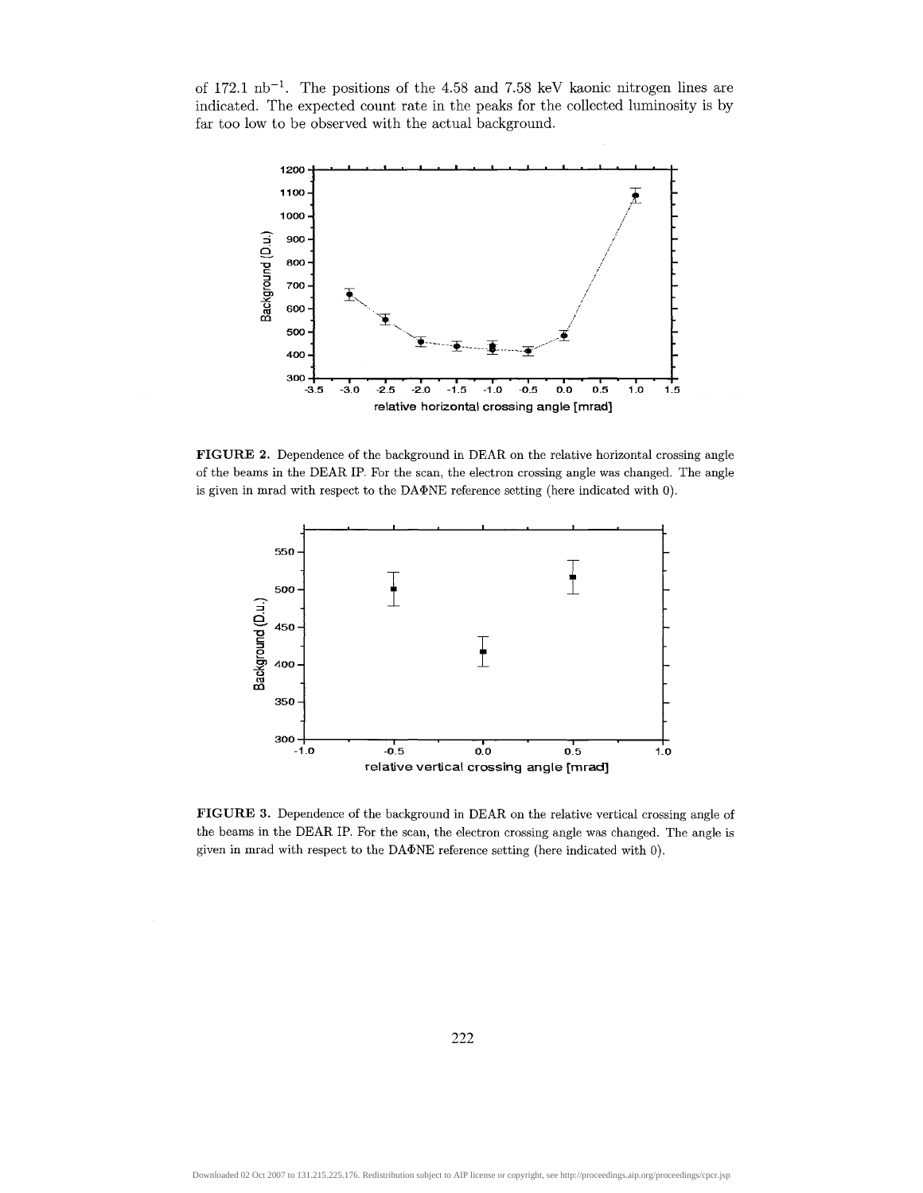of 172.1 $nb^{-1}$. The positions of the 4.58 and 7.58 keV kaonic nitrogen lines are indicated. The expected count rate in the peaks for the collected luminosity is by far too low to be observed with the actual background.

**FIGURE 2.** Dependence of the background in DEAR on the relative horizontal crossing angle of the beams in the DEAR IP. For the scan, the electron crossing angle was changed. The angle is given in mrad with respect to the DAΦNE reference setting (here indicated with 0).

**FIGURE 3.** Dependence of the background in DEAR on the relative vertical crossing angle of the beams in the DEAR IP. For the scan, the electron crossing angle was changed. The angle is given in mrad with respect to the DAΦNE reference setting (here indicated with 0).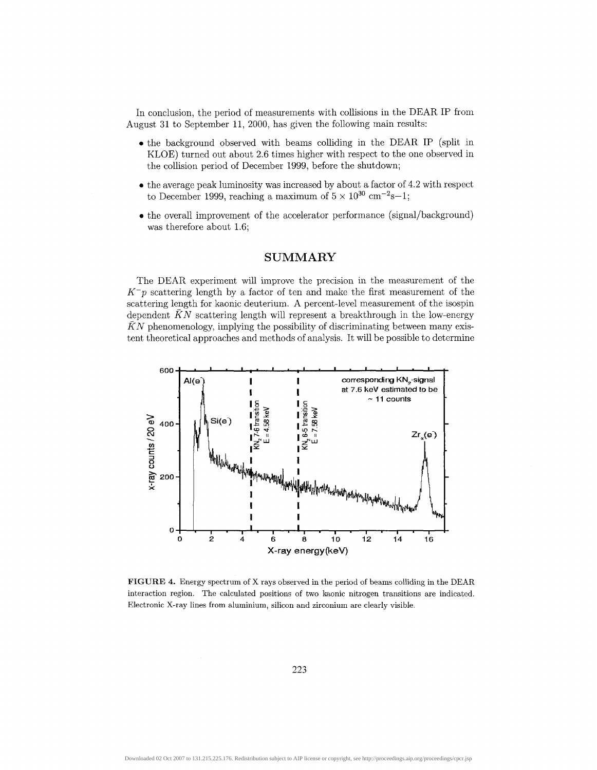In conclusion, the period of measurements with collisions in the DEAR IP from August 31 to September 11, 2000, has given the following main results:

- the background observed with beams colliding in the DEAR IP (split in KLOE) turned out about 2.6 times higher with respect to the one observed in the collision period of December 1999, before the shutdown;
- the average peak luminosity was increased by about a factor of 4.2 with respect to December 1999, reaching a maximum of $5 \times 10^{30}$ cm$^{-2}$s$-1$;
- the overall improvement of the accelerator performance (signal/background) was therefore about 1.6;

## SUMMARY

The DEAR experiment will improve the precision in the measurement of the $K^-p$ scattering length by a factor of ten and make the first measurement of the scattering length for kaonic deuterium. A percent-level measurement of the isospin dependent $\bar{K}N$ scattering length will represent a breakthrough in the low-energy $\bar{K}N$ phenomenology, implying the possibility of discriminating between many existent theoretical approaches and methods of analysis. It will be possible to determine

**FIGURE 4.** Energy spectrum of X rays observed in the period of beams colliding in the DEAR interaction region. The calculated positions of two kaonic nitrogen transitions are indicated. Electronic X-ray lines from aluminium, silicon and zirconium are clearly visible.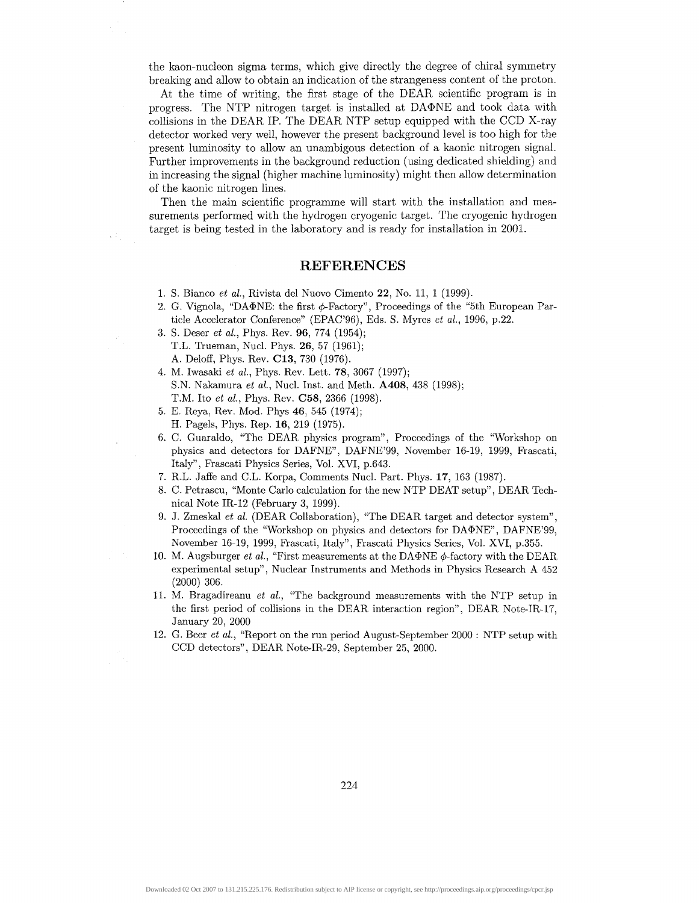the kaon-nucleon sigma terms, which give directly the degree of chiral symmetry breaking and allow to obtain an indication of the strangeness content of the proton.

At the time of writing, the first stage of the DEAR scientific program is in progress. The NTP nitrogen target is installed at DAΦNE and took data with collisions in the DEAR IP. The DEAR NTP setup equipped with the CCD X-ray detector worked very well, however the present background level is too high for the present luminosity to allow an unambigous detection of a kaonic nitrogen signal. Further improvements in the background reduction (using dedicated shielding) and in increasing the signal (higher machine luminosity) might then allow determination of the kaonic nitrogen lines.

Then the main scientific programme will start with the installation and measurements performed with the hydrogen cryogenic target. The cryogenic hydrogen target is being tested in the laboratory and is ready for installation in 2001.

## REFERENCES

1. S. Bianco *et al.*, Rivista del Nuovo Cimento **22**, No. 11, 1 (1999).
2. G. Vignola, "DAΦNE: the first $\phi$-Factory", Proceedings of the "5th European Particle Accelerator Conference" (EPAC'96), Eds. S. Myres *et al.*, 1996, p.22.
3. S. Deser *et al.*, Phys. Rev. **96**, 774 (1954);
   T.L. Trueman, Nucl. Phys. **26**, 57 (1961);
   A. Deloff, Phys. Rev. **C13**, 730 (1976).
4. M. Iwasaki *et al.*, Phys. Rev. Lett. **78**, 3067 (1997);
   S.N. Nakamura *et al.*, Nucl. Inst. and Meth. **A408**, 438 (1998);
   T.M. Ito *et al.*, Phys. Rev. **C58**, 2366 (1998).
5. E. Reya, Rev. Mod. Phys **46**, 545 (1974);
   H. Pagels, Phys. Rep. **16**, 219 (1975).
6. C. Guaraldo, "The DEAR physics program", Proceedings of the "Workshop on physics and detectors for DAFNE", DAFNE'99, November 16-19, 1999, Frascati, Italy", Frascati Physics Series, Vol. XVI, p.643.
7. R.L. Jaffe and C.L. Korpa, Comments Nucl. Part. Phys. **17**, 163 (1987).
8. C. Petrascu, "Monte Carlo calculation for the new NTP DEAT setup", DEAR Technical Note IR-12 (February 3, 1999).
9. J. Zmeskal *et al.* (DEAR Collaboration), "The DEAR target and detector system", Proceedings of the "Workshop on physics and detectors for DAΦNE", DAFNE'99, November 16-19, 1999, Frascati, Italy", Frascati Physics Series, Vol. XVI, p.355.
10. M. Augsburger *et al.*, "First measurements at the DAΦNE $\phi$-factory with the DEAR experimental setup", Nuclear Instruments and Methods in Physics Research A 452 (2000) 306.
11. M. Bragadireanu *et al.*, "The background measurements with the NTP setup in the first period of collisions in the DEAR interaction region", DEAR Note-IR-17, January 20, 2000
12. G. Beer *et al.*, "Report on the run period August-September 2000 : NTP setup with CCD detectors", DEAR Note-IR-29, September 25, 2000.